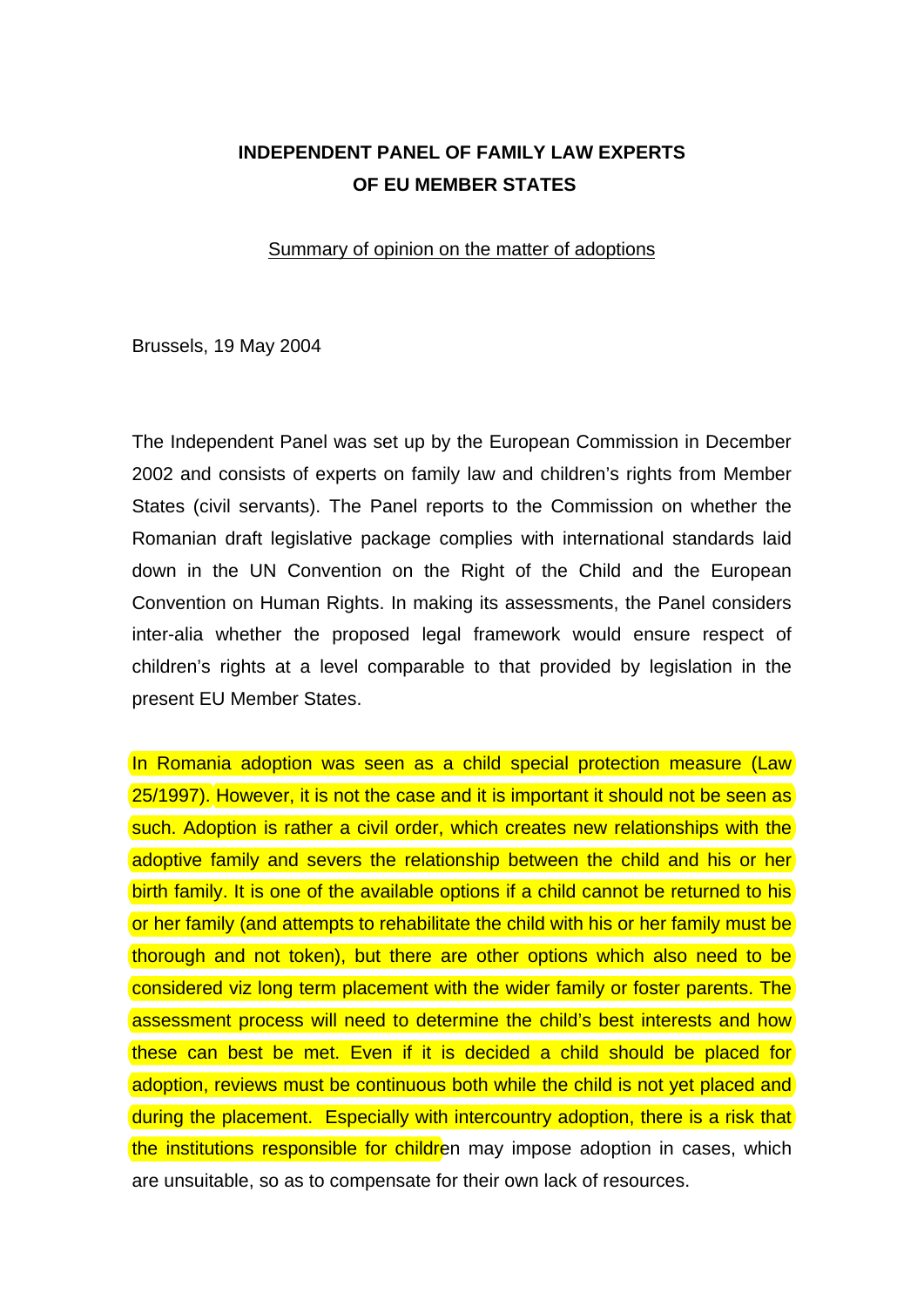**INDEPENDENT PANEL OF FAMILY LAW EXPERTS OF EU MEMBER STATES**

Summary of opinion on the matter of adoptions

Brussels, 19 May 2004

The Independent Panel was set up by the European Commission in December 2002 and consists of experts on family law and children's rights from Member States (civil servants). The Panel reports to the Commission on whether the Romanian draft legislative package complies with international standards laid down in the UN Convention on the Right of the Child and the European Convention on Human Rights. In making its assessments, the Panel considers inter-alia whether the proposed legal framework would ensure respect of children's rights at a level comparable to that provided by legislation in the present EU Member States.

In Romania adoption was seen as a child special protection measure (Law 25/1997). However, it is not the case and it is important it should not be seen as such. Adoption is rather a civil order, which creates new relationships with the adoptive family and severs the relationship between the child and his or her birth family. It is one of the available options if a child cannot be returned to his or her family (and attempts to rehabilitate the child with his or her family must be thorough and not token), but there are other options which also need to be considered viz long term placement with the wider family or foster parents. The assessment process will need to determine the child's best interests and how these can best be met. Even if it is decided a child should be placed for adoption, reviews must be continuous both while the child is not yet placed and during the placement. Especially with intercountry adoption, there is a risk that the institutions responsible for children may impose adoption in cases, which are unsuitable, so as to compensate for their own lack of resources.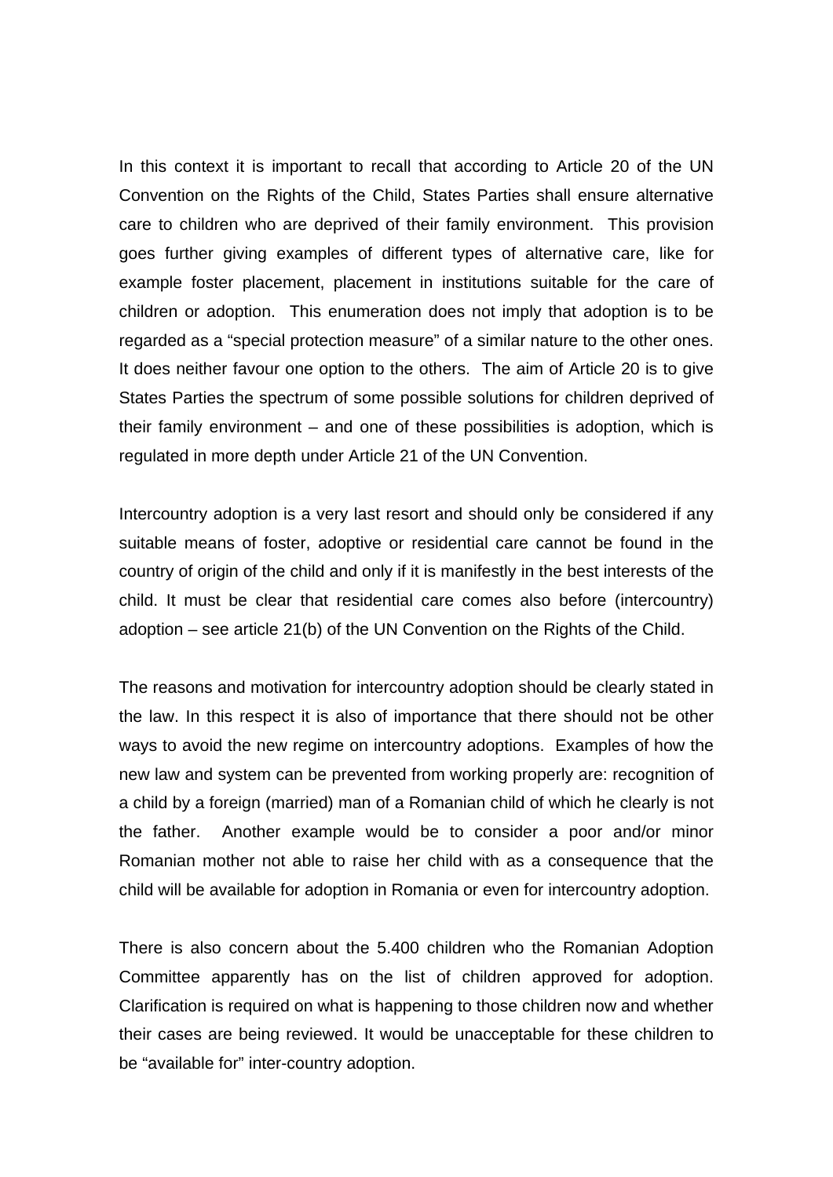In this context it is important to recall that according to Article 20 of the UN Convention on the Rights of the Child, States Parties shall ensure alternative care to children who are deprived of their family environment. This provision goes further giving examples of different types of alternative care, like for example foster placement, placement in institutions suitable for the care of children or adoption. This enumeration does not imply that adoption is to be regarded as a "special protection measure" of a similar nature to the other ones. It does neither favour one option to the others. The aim of Article 20 is to give States Parties the spectrum of some possible solutions for children deprived of their family environment – and one of these possibilities is adoption, which is regulated in more depth under Article 21 of the UN Convention.

Intercountry adoption is a very last resort and should only be considered if any suitable means of foster, adoptive or residential care cannot be found in the country of origin of the child and only if it is manifestly in the best interests of the child. It must be clear that residential care comes also before (intercountry) adoption – see article 21(b) of the UN Convention on the Rights of the Child.

The reasons and motivation for intercountry adoption should be clearly stated in the law. In this respect it is also of importance that there should not be other ways to avoid the new regime on intercountry adoptions. Examples of how the new law and system can be prevented from working properly are: recognition of a child by a foreign (married) man of a Romanian child of which he clearly is not the father. Another example would be to consider a poor and/or minor Romanian mother not able to raise her child with as a consequence that the child will be available for adoption in Romania or even for intercountry adoption.

There is also concern about the 5.400 children who the Romanian Adoption Committee apparently has on the list of children approved for adoption. Clarification is required on what is happening to those children now and whether their cases are being reviewed. It would be unacceptable for these children to be "available for" inter-country adoption.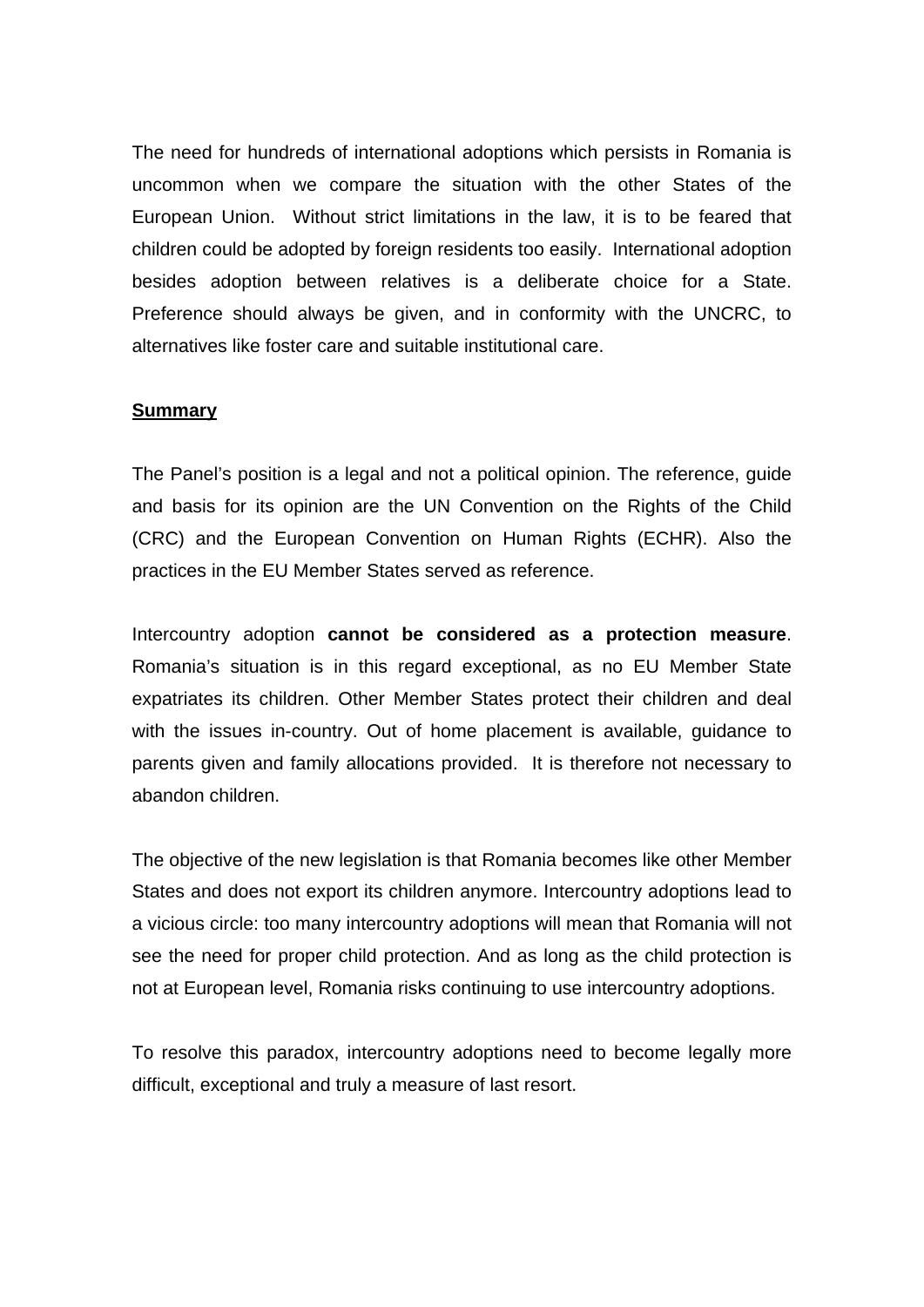The need for hundreds of international adoptions which persists in Romania is uncommon when we compare the situation with the other States of the European Union. Without strict limitations in the law, it is to be feared that children could be adopted by foreign residents too easily. International adoption besides adoption between relatives is a deliberate choice for a State. Preference should always be given, and in conformity with the UNCRC, to alternatives like foster care and suitable institutional care.

## Summary

The Panel's position is a legal and not a political opinion. The reference, guide and basis for its opinion are the UN Convention on the Rights of the Child (CRC) and the European Convention on Human Rights (ECHR). Also the practices in the EU Member States served as reference.

Intercountry adoption **cannot be considered as a protection measure**. Romania's situation is in this regard exceptional, as no EU Member State expatriates its children. Other Member States protect their children and deal with the issues in-country. Out of home placement is available, guidance to parents given and family allocations provided. It is therefore not necessary to abandon children.

The objective of the new legislation is that Romania becomes like other Member States and does not export its children anymore. Intercountry adoptions lead to a vicious circle: too many intercountry adoptions will mean that Romania will not see the need for proper child protection. And as long as the child protection is not at European level, Romania risks continuing to use intercountry adoptions.

To resolve this paradox, intercountry adoptions need to become legally more difficult, exceptional and truly a measure of last resort.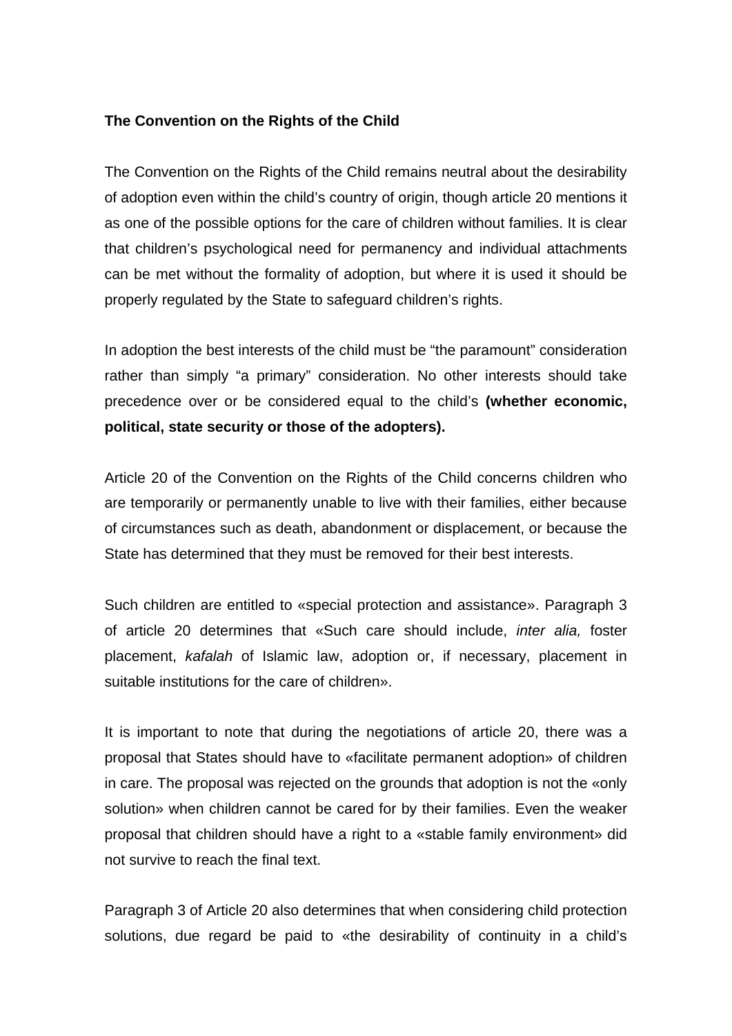**The Convention on the Rights of the Child**

The Convention on the Rights of the Child remains neutral about the desirability of adoption even within the child's country of origin, though article 20 mentions it as one of the possible options for the care of children without families. It is clear that children's psychological need for permanency and individual attachments can be met without the formality of adoption, but where it is used it should be properly regulated by the State to safeguard children's rights.

In adoption the best interests of the child must be "the paramount" consideration rather than simply "a primary" consideration. No other interests should take precedence over or be considered equal to the child's **(whether economic, political, state security or those of the adopters).**

Article 20 of the Convention on the Rights of the Child concerns children who are temporarily or permanently unable to live with their families, either because of circumstances such as death, abandonment or displacement, or because the State has determined that they must be removed for their best interests.

Such children are entitled to «special protection and assistance». Paragraph 3 of article 20 determines that «Such care should include, *inter alia,* foster placement, *kafalah* of Islamic law, adoption or, if necessary, placement in suitable institutions for the care of children».

It is important to note that during the negotiations of article 20, there was a proposal that States should have to «facilitate permanent adoption» of children in care. The proposal was rejected on the grounds that adoption is not the «only solution» when children cannot be cared for by their families. Even the weaker proposal that children should have a right to a «stable family environment» did not survive to reach the final text.

Paragraph 3 of Article 20 also determines that when considering child protection solutions, due regard be paid to «the desirability of continuity in a child's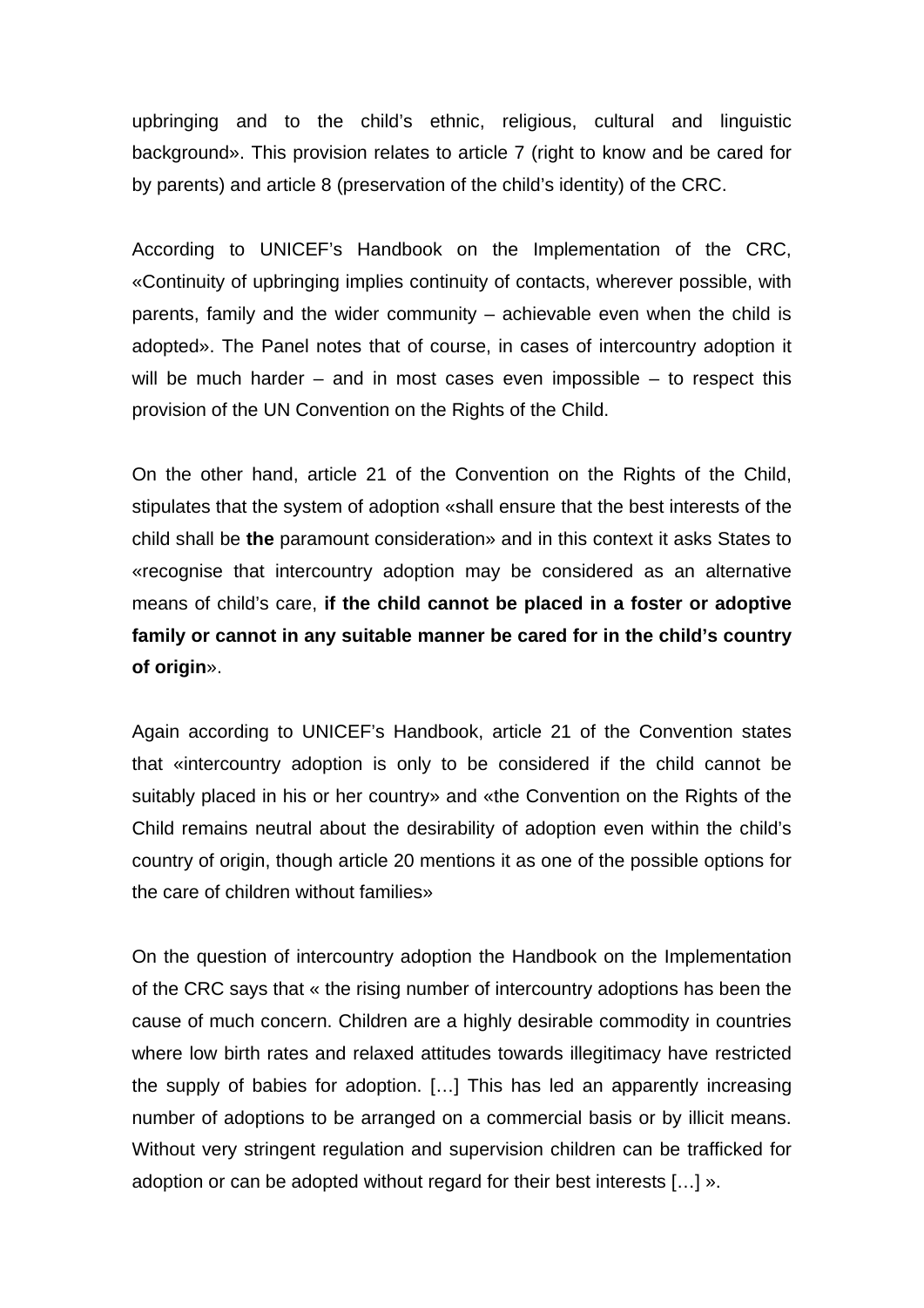upbringing and to the child's ethnic, religious, cultural and linguistic background». This provision relates to article 7 (right to know and be cared for by parents) and article 8 (preservation of the child's identity) of the CRC.

According to UNICEF's Handbook on the Implementation of the CRC, «Continuity of upbringing implies continuity of contacts, wherever possible, with parents, family and the wider community – achievable even when the child is adopted». The Panel notes that of course, in cases of intercountry adoption it will be much harder – and in most cases even impossible – to respect this provision of the UN Convention on the Rights of the Child.

On the other hand, article 21 of the Convention on the Rights of the Child, stipulates that the system of adoption «shall ensure that the best interests of the child shall be **the** paramount consideration» and in this context it asks States to «recognise that intercountry adoption may be considered as an alternative means of child's care, **if the child cannot be placed in a foster or adoptive family or cannot in any suitable manner be cared for in the child's country of origin**».

Again according to UNICEF's Handbook, article 21 of the Convention states that «intercountry adoption is only to be considered if the child cannot be suitably placed in his or her country» and «the Convention on the Rights of the Child remains neutral about the desirability of adoption even within the child's country of origin, though article 20 mentions it as one of the possible options for the care of children without families»

On the question of intercountry adoption the Handbook on the Implementation of the CRC says that « the rising number of intercountry adoptions has been the cause of much concern. Children are a highly desirable commodity in countries where low birth rates and relaxed attitudes towards illegitimacy have restricted the supply of babies for adoption. […] This has led an apparently increasing number of adoptions to be arranged on a commercial basis or by illicit means. Without very stringent regulation and supervision children can be trafficked for adoption or can be adopted without regard for their best interests […] ».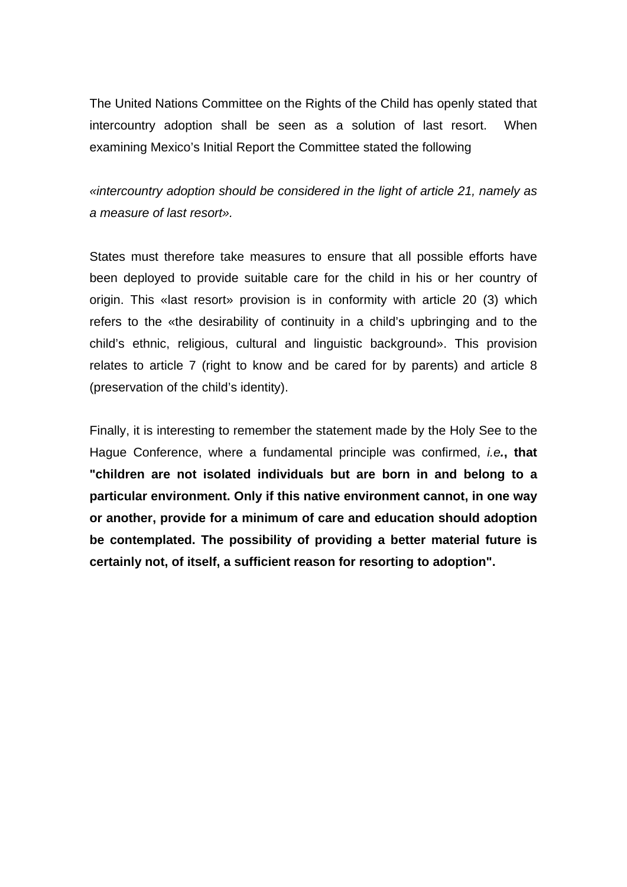The United Nations Committee on the Rights of the Child has openly stated that intercountry adoption shall be seen as a solution of last resort. When examining Mexico's Initial Report the Committee stated the following

*«intercountry adoption should be considered in the light of article 21, namely as a measure of last resort».*

States must therefore take measures to ensure that all possible efforts have been deployed to provide suitable care for the child in his or her country of origin. This «last resort» provision is in conformity with article 20 (3) which refers to the «the desirability of continuity in a child's upbringing and to the child's ethnic, religious, cultural and linguistic background». This provision relates to article 7 (right to know and be cared for by parents) and article 8 (preservation of the child's identity).

Finally, it is interesting to remember the statement made by the Holy See to the Hague Conference, where a fundamental principle was confirmed, *i.e.*, **that "children are not isolated individuals but are born in and belong to a particular environment. Only if this native environment cannot, in one way or another, provide for a minimum of care and education should adoption be contemplated. The possibility of providing a better material future is certainly not, of itself, a sufficient reason for resorting to adoption".**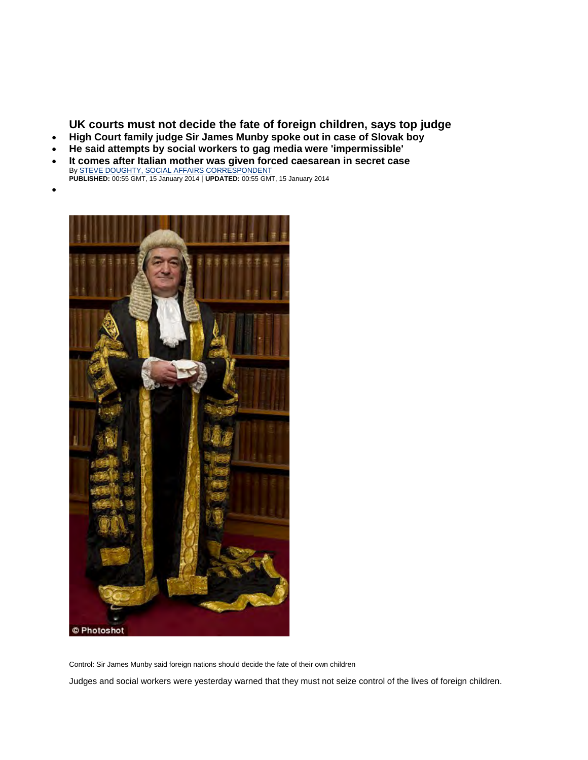## UK courts must not decide the fate of foreign children, says top judge

- **High Court family judge Sir James Munby spoke out in case of Slovak boy**
- **He said attempts by social workers to gag media were 'impermissible'**
- **It comes after Italian mother was given forced caesarean in secret case**

By STEVE DOUGHTY, SOCIAL AFFAIRS CORRESPONDENT
**PUBLISHED:** 00:55 GMT, 15 January 2014 | **UPDATED:** 00:55 GMT, 15 January 2014

© Photoshot

Control: Sir James Munby said foreign nations should decide the fate of their own children

Judges and social workers were yesterday warned that they must not seize control of the lives of foreign children.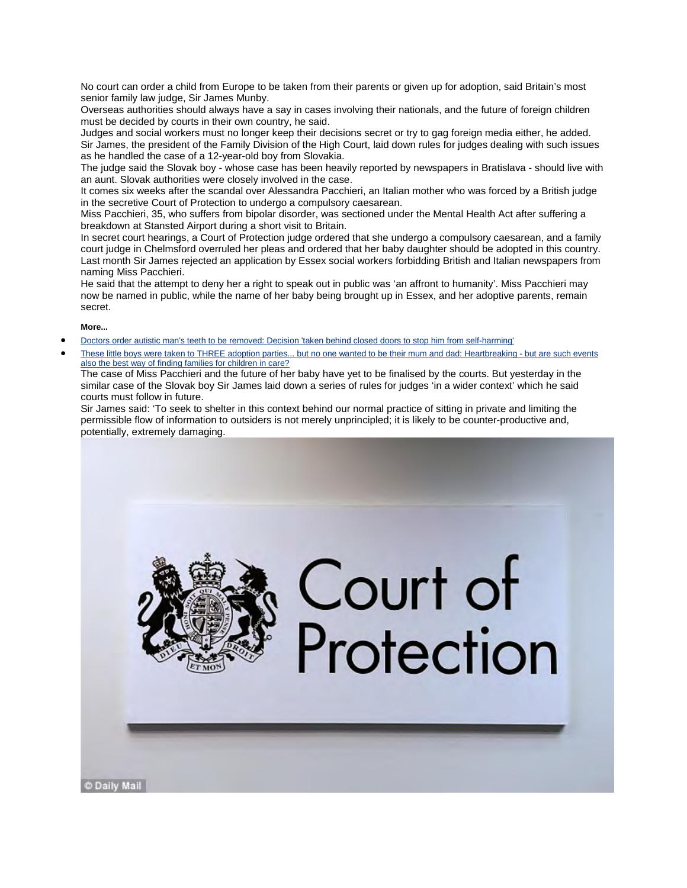No court can order a child from Europe to be taken from their parents or given up for adoption, said Britain's most senior family law judge, Sir James Munby.

Overseas authorities should always have a say in cases involving their nationals, and the future of foreign children must be decided by courts in their own country, he said.

Judges and social workers must no longer keep their decisions secret or try to gag foreign media either, he added.

Sir James, the president of the Family Division of the High Court, laid down rules for judges dealing with such issues as he handled the case of a 12-year-old boy from Slovakia.

The judge said the Slovak boy - whose case has been heavily reported by newspapers in Bratislava - should live with an aunt. Slovak authorities were closely involved in the case.

It comes six weeks after the scandal over Alessandra Pacchieri, an Italian mother who was forced by a British judge in the secretive Court of Protection to undergo a compulsory caesarean.

Miss Pacchieri, 35, who suffers from bipolar disorder, was sectioned under the Mental Health Act after suffering a breakdown at Stansted Airport during a short visit to Britain.

In secret court hearings, a Court of Protection judge ordered that she undergo a compulsory caesarean, and a family court judge in Chelmsford overruled her pleas and ordered that her baby daughter should be adopted in this country.

Last month Sir James rejected an application by Essex social workers forbidding British and Italian newspapers from naming Miss Pacchieri.

He said that the attempt to deny her a right to speak out in public was 'an affront to humanity'. Miss Pacchieri may now be named in public, while the name of her baby being brought up in Essex, and her adoptive parents, remain secret.

**More...**

- Doctors order autistic man's teeth to be removed: Decision 'taken behind closed doors to stop him from self-harming'
- These little boys were taken to THREE adoption parties... but no one wanted to be their mum and dad: Heartbreaking - but are such events also the best way of finding families for children in care?

The case of Miss Pacchieri and the future of her baby have yet to be finalised by the courts. But yesterday in the similar case of the Slovak boy Sir James laid down a series of rules for judges 'in a wider context' which he said courts must follow in future.

Sir James said: 'To seek to shelter in this context behind our normal practice of sitting in private and limiting the permissible flow of information to outsiders is not merely unprincipled; it is likely to be counter-productive and, potentially, extremely damaging.

© Daily Mail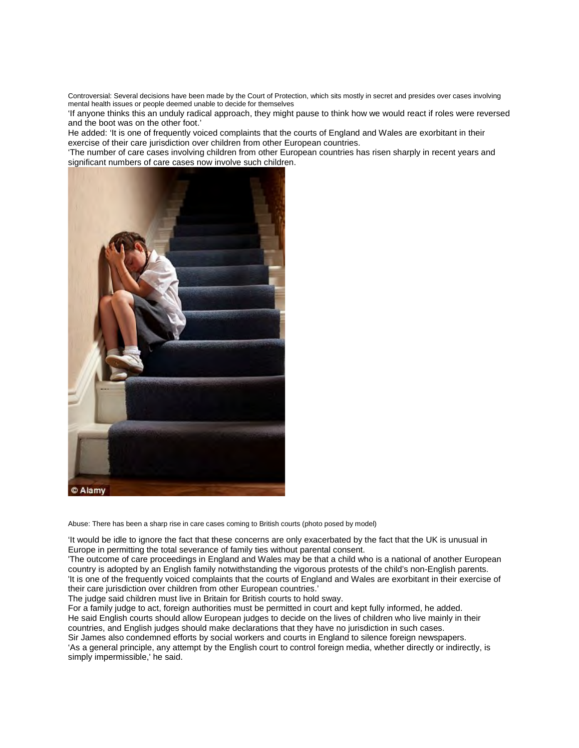Controversial: Several decisions have been made by the Court of Protection, which sits mostly in secret and presides over cases involving mental health issues or people deemed unable to decide for themselves

'If anyone thinks this an unduly radical approach, they might pause to think how we would react if roles were reversed and the boot was on the other foot.'

He added: 'It is one of frequently voiced complaints that the courts of England and Wales are exorbitant in their exercise of their care jurisdiction over children from other European countries.

'The number of care cases involving children from other European countries has risen sharply in recent years and significant numbers of care cases now involve such children.

© Alamy

Abuse: There has been a sharp rise in care cases coming to British courts (photo posed by model)

'It would be idle to ignore the fact that these concerns are only exacerbated by the fact that the UK is unusual in Europe in permitting the total severance of family ties without parental consent.

'The outcome of care proceedings in England and Wales may be that a child who is a national of another European country is adopted by an English family notwithstanding the vigorous protests of the child's non-English parents.

'It is one of the frequently voiced complaints that the courts of England and Wales are exorbitant in their exercise of their care jurisdiction over children from other European countries.'

The judge said children must live in Britain for British courts to hold sway.

For a family judge to act, foreign authorities must be permitted in court and kept fully informed, he added.

He said English courts should allow European judges to decide on the lives of children who live mainly in their countries, and English judges should make declarations that they have no jurisdiction in such cases.

Sir James also condemned efforts by social workers and courts in England to silence foreign newspapers.

'As a general principle, any attempt by the English court to control foreign media, whether directly or indirectly, is simply impermissible,' he said.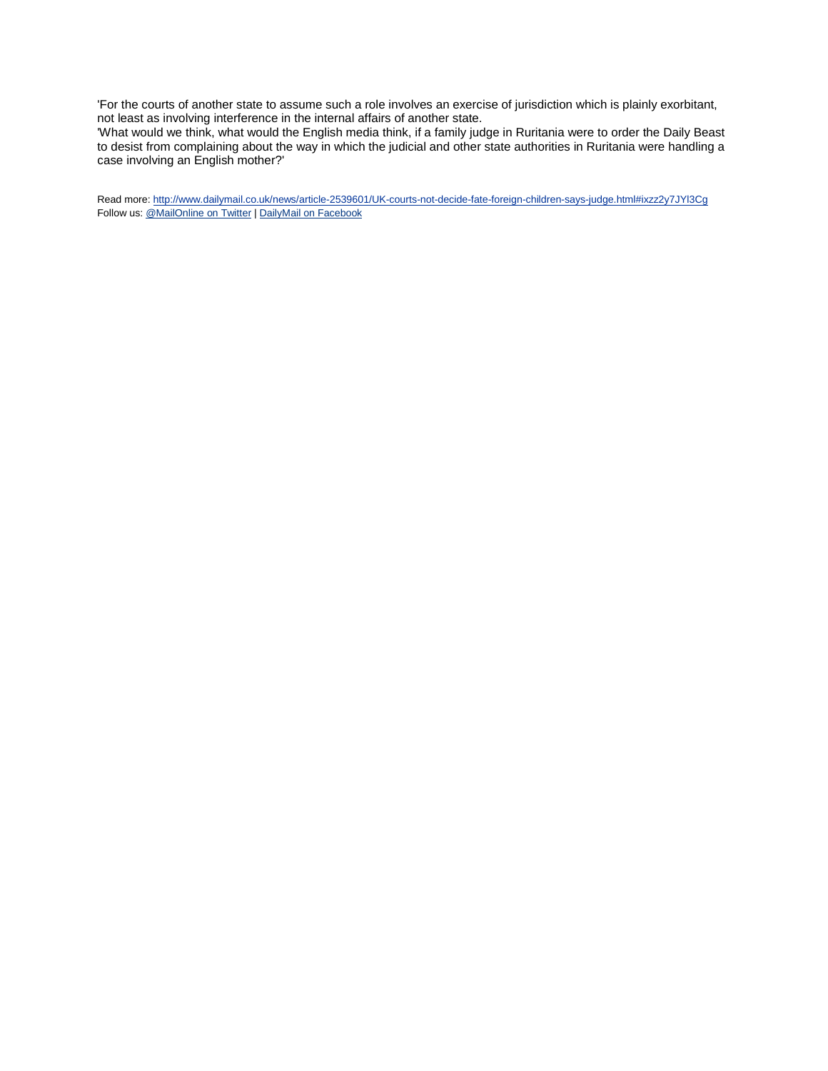'For the courts of another state to assume such a role involves an exercise of jurisdiction which is plainly exorbitant, not least as involving interference in the internal affairs of another state.

'What would we think, what would the English media think, if a family judge in Ruritania were to order the Daily Beast to desist from complaining about the way in which the judicial and other state authorities in Ruritania were handling a case involving an English mother?'

Read more: http://www.dailymail.co.uk/news/article-2539601/UK-courts-not-decide-fate-foreign-children-says-judge.html#ixzz2y7JYl3Cg
Follow us: @MailOnline on Twitter | DailyMail on Facebook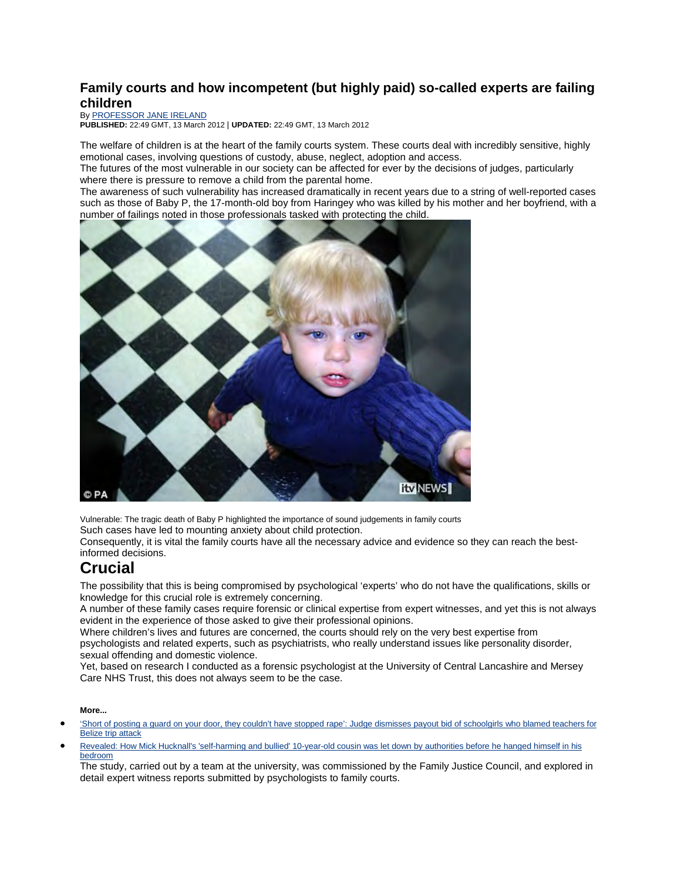## Family courts and how incompetent (but highly paid) so-called experts are failing children

By [PROFESSOR JANE IRELAND](PROFESSOR JANE IRELAND)

**PUBLISHED:** 22:49 GMT, 13 March 2012 | **UPDATED:** 22:49 GMT, 13 March 2012

The welfare of children is at the heart of the family courts system. These courts deal with incredibly sensitive, highly emotional cases, involving questions of custody, abuse, neglect, adoption and access.

The futures of the most vulnerable in our society can be affected for ever by the decisions of judges, particularly where there is pressure to remove a child from the parental home.

The awareness of such vulnerability has increased dramatically in recent years due to a string of well-reported cases such as those of Baby P, the 17-month-old boy from Haringey who was killed by his mother and her boyfriend, with a number of failings noted in those professionals tasked with protecting the child.

Vulnerable: The tragic death of Baby P highlighted the importance of sound judgements in family courts

Such cases have led to mounting anxiety about child protection.

Consequently, it is vital the family courts have all the necessary advice and evidence so they can reach the best-informed decisions.

# Crucial

The possibility that this is being compromised by psychological 'experts' who do not have the qualifications, skills or knowledge for this crucial role is extremely concerning.

A number of these family cases require forensic or clinical expertise from expert witnesses, and yet this is not always evident in the experience of those asked to give their professional opinions.

Where children's lives and futures are concerned, the courts should rely on the very best expertise from psychologists and related experts, such as psychiatrists, who really understand issues like personality disorder, sexual offending and domestic violence.

Yet, based on research I conducted as a forensic psychologist at the University of Central Lancashire and Mersey Care NHS Trust, this does not always seem to be the case.

**More...**

- 'Short of posting a guard on your door, they couldn't have stopped rape': Judge dismisses payout bid of schoolgirls who blamed teachers for Belize trip attack
- Revealed: How Mick Hucknall's 'self-harming and bullied' 10-year-old cousin was let down by authorities before he hanged himself in his bedroom

The study, carried out by a team at the university, was commissioned by the Family Justice Council, and explored in detail expert witness reports submitted by psychologists to family courts.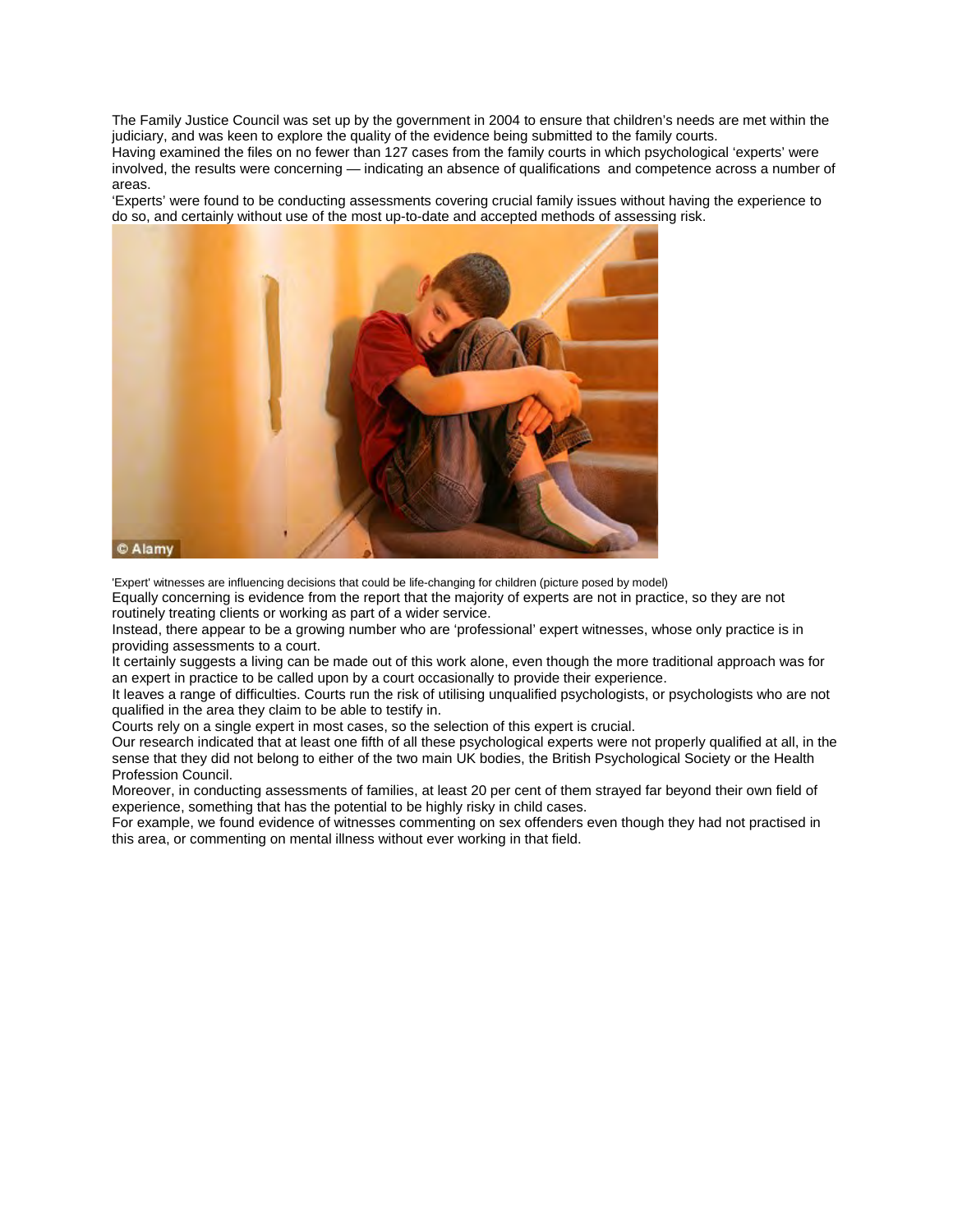The Family Justice Council was set up by the government in 2004 to ensure that children's needs are met within the judiciary, and was keen to explore the quality of the evidence being submitted to the family courts.

Having examined the files on no fewer than 127 cases from the family courts in which psychological 'experts' were involved, the results were concerning — indicating an absence of qualifications and competence across a number of areas.

'Experts' were found to be conducting assessments covering crucial family issues without having the experience to do so, and certainly without use of the most up-to-date and accepted methods of assessing risk.

'Expert' witnesses are influencing decisions that could be life-changing for children (picture posed by model)

Equally concerning is evidence from the report that the majority of experts are not in practice, so they are not routinely treating clients or working as part of a wider service.

Instead, there appear to be a growing number who are 'professional' expert witnesses, whose only practice is in providing assessments to a court.

It certainly suggests a living can be made out of this work alone, even though the more traditional approach was for an expert in practice to be called upon by a court occasionally to provide their experience.

It leaves a range of difficulties. Courts run the risk of utilising unqualified psychologists, or psychologists who are not qualified in the area they claim to be able to testify in.

Courts rely on a single expert in most cases, so the selection of this expert is crucial.

Our research indicated that at least one fifth of all these psychological experts were not properly qualified at all, in the sense that they did not belong to either of the two main UK bodies, the British Psychological Society or the Health Profession Council.

Moreover, in conducting assessments of families, at least 20 per cent of them strayed far beyond their own field of experience, something that has the potential to be highly risky in child cases.

For example, we found evidence of witnesses commenting on sex offenders even though they had not practised in this area, or commenting on mental illness without ever working in that field.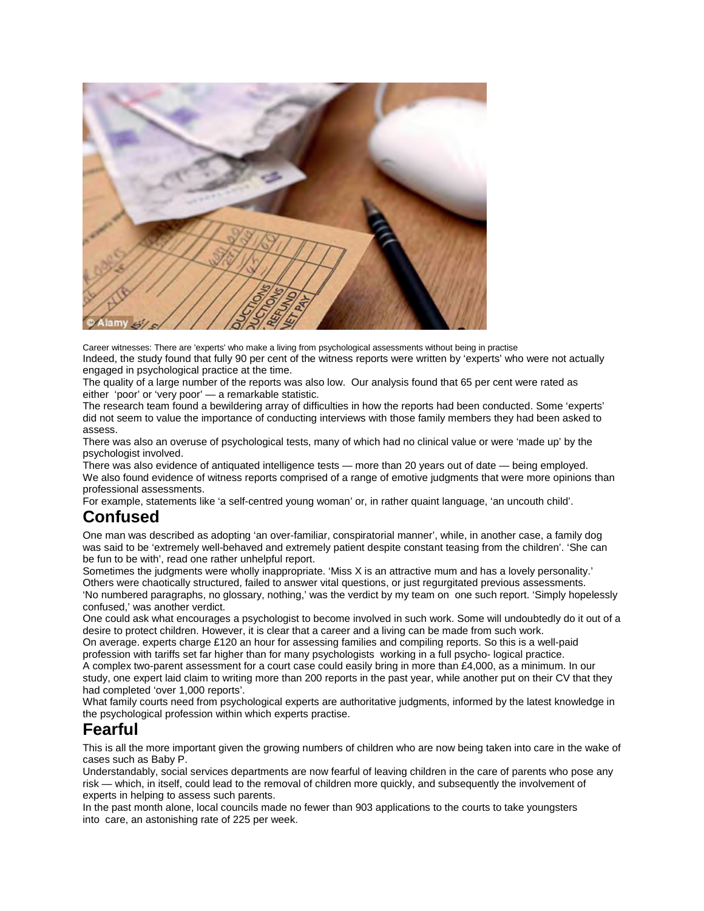Career witnesses: There are 'experts' who make a living from psychological assessments without being in practise

Indeed, the study found that fully 90 per cent of the witness reports were written by 'experts' who were not actually engaged in psychological practice at the time.

The quality of a large number of the reports was also low. Our analysis found that 65 per cent were rated as either 'poor' or 'very poor' — a remarkable statistic.

The research team found a bewildering array of difficulties in how the reports had been conducted. Some 'experts' did not seem to value the importance of conducting interviews with those family members they had been asked to assess.

There was also an overuse of psychological tests, many of which had no clinical value or were 'made up' by the psychologist involved.

There was also evidence of antiquated intelligence tests — more than 20 years out of date — being employed.

We also found evidence of witness reports comprised of a range of emotive judgments that were more opinions than professional assessments.

For example, statements like 'a self-centred young woman' or, in rather quaint language, 'an uncouth child'.

## Confused

One man was described as adopting 'an over-familiar, conspiratorial manner', while, in another case, a family dog was said to be 'extremely well-behaved and extremely patient despite constant teasing from the children'. 'She can be fun to be with', read one rather unhelpful report.

Sometimes the judgments were wholly inappropriate. 'Miss X is an attractive mum and has a lovely personality.'

Others were chaotically structured, failed to answer vital questions, or just regurgitated previous assessments.

'No numbered paragraphs, no glossary, nothing,' was the verdict by my team on one such report. 'Simply hopelessly confused,' was another verdict.

One could ask what encourages a psychologist to become involved in such work. Some will undoubtedly do it out of a desire to protect children. However, it is clear that a career and a living can be made from such work.

On average. experts charge £120 an hour for assessing families and compiling reports. So this is a well-paid profession with tariffs set far higher than for many psychologists working in a full psycho- logical practice.

A complex two-parent assessment for a court case could easily bring in more than £4,000, as a minimum. In our study, one expert laid claim to writing more than 200 reports in the past year, while another put on their CV that they had completed 'over 1,000 reports'.

What family courts need from psychological experts are authoritative judgments, informed by the latest knowledge in the psychological profession within which experts practise.

## Fearful

This is all the more important given the growing numbers of children who are now being taken into care in the wake of cases such as Baby P.

Understandably, social services departments are now fearful of leaving children in the care of parents who pose any risk — which, in itself, could lead to the removal of children more quickly, and subsequently the involvement of experts in helping to assess such parents.

In the past month alone, local councils made no fewer than 903 applications to the courts to take youngsters into care, an astonishing rate of 225 per week.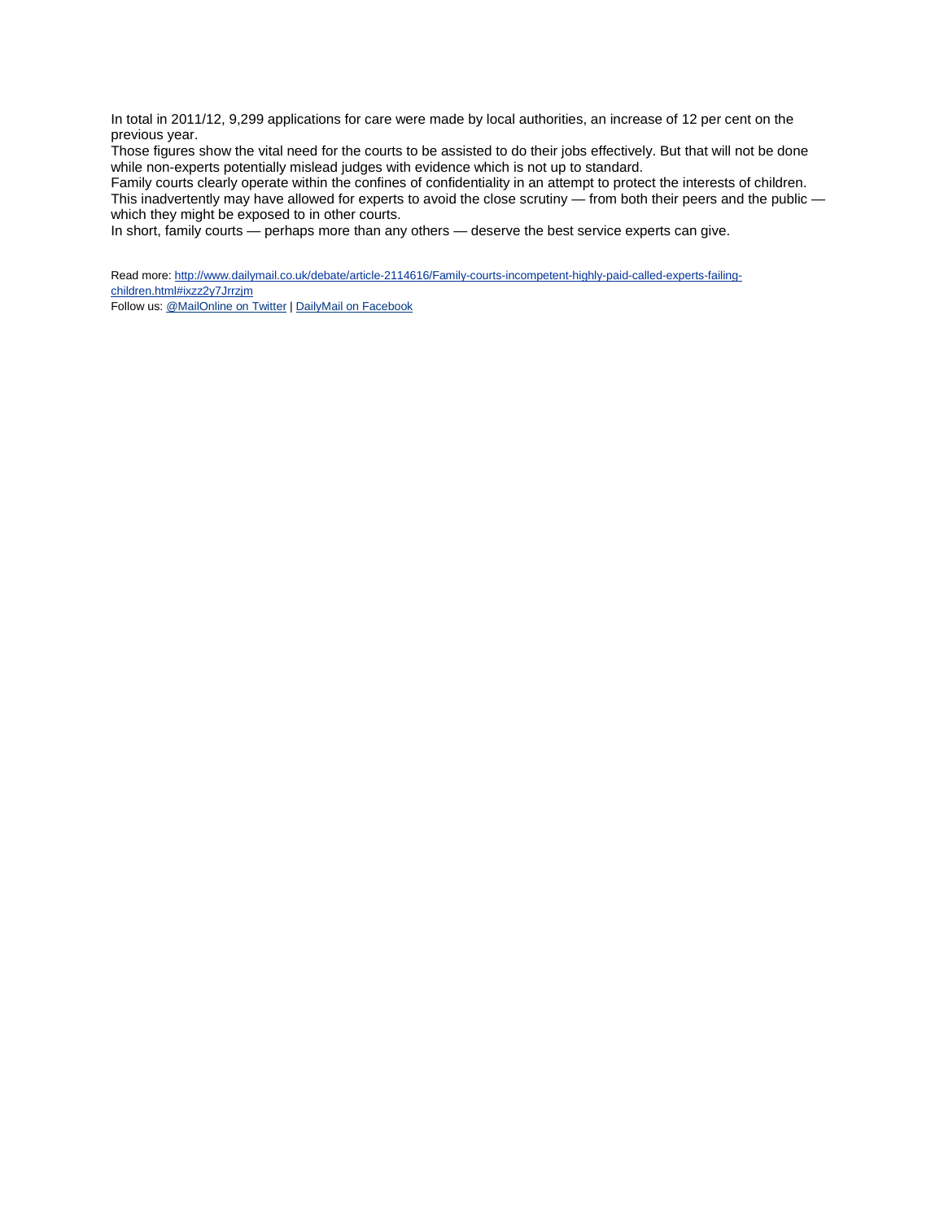In total in 2011/12, 9,299 applications for care were made by local authorities, an increase of 12 per cent on the previous year.

Those figures show the vital need for the courts to be assisted to do their jobs effectively. But that will not be done while non-experts potentially mislead judges with evidence which is not up to standard.

Family courts clearly operate within the confines of confidentiality in an attempt to protect the interests of children.

This inadvertently may have allowed for experts to avoid the close scrutiny — from both their peers and the public — which they might be exposed to in other courts.

In short, family courts — perhaps more than any others — deserve the best service experts can give.

Read more: http://www.dailymail.co.uk/debate/article-2114616/Family-courts-incompetent-highly-paid-called-experts-failing-children.html#ixzz2y7Jrrzjm

Follow us: @MailOnline on Twitter | DailyMail on Facebook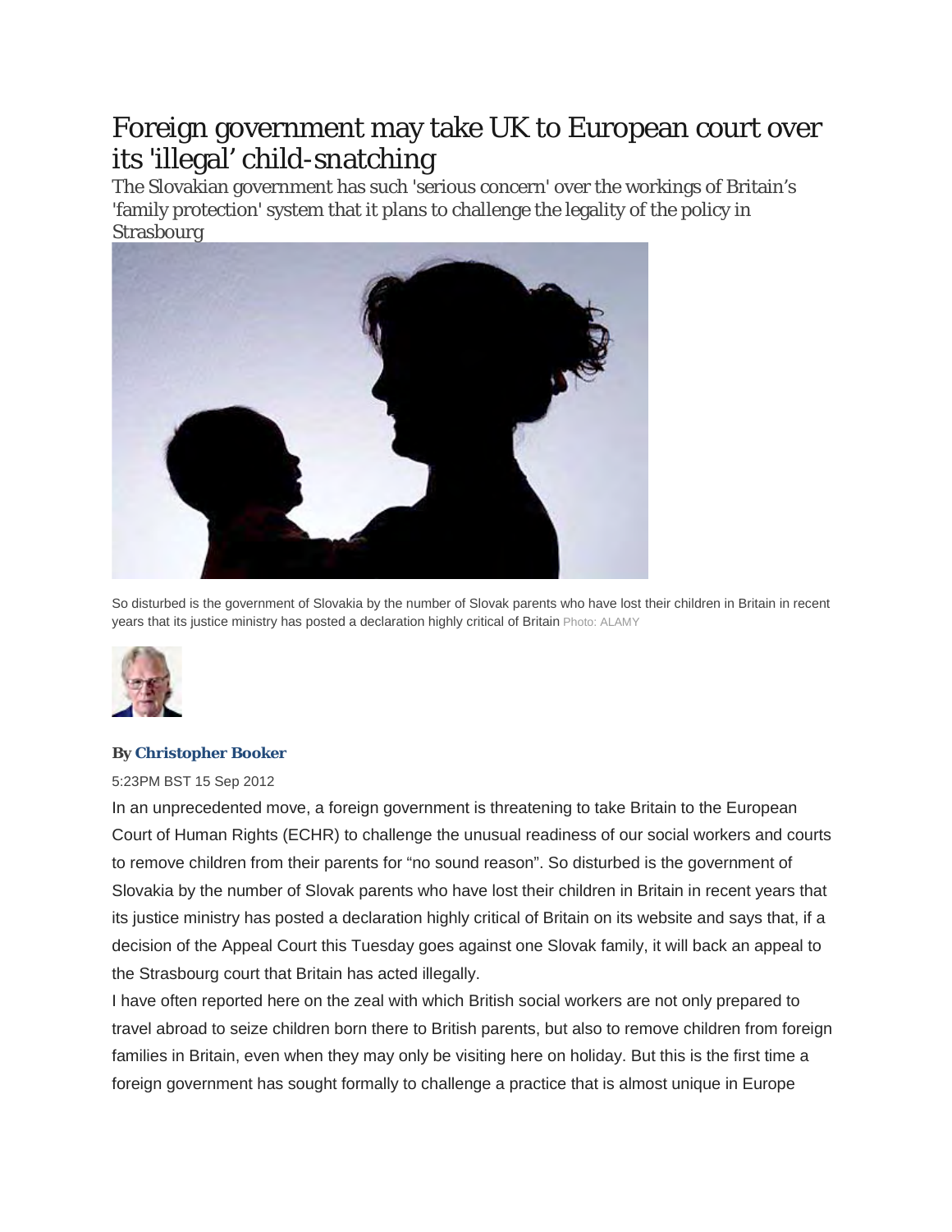# Foreign government may take UK to European court over its 'illegal' child-snatching

The Slovakian government has such 'serious concern' over the workings of Britain's 'family protection' system that it plans to challenge the legality of the policy in Strasbourg

So disturbed is the government of Slovakia by the number of Slovak parents who have lost their children in Britain in recent years that its justice ministry has posted a declaration highly critical of Britain Photo: ALAMY

**By Christopher Booker**

5:23PM BST 15 Sep 2012

In an unprecedented move, a foreign government is threatening to take Britain to the European Court of Human Rights (ECHR) to challenge the unusual readiness of our social workers and courts to remove children from their parents for "no sound reason". So disturbed is the government of Slovakia by the number of Slovak parents who have lost their children in Britain in recent years that its justice ministry has posted a declaration highly critical of Britain on its website and says that, if a decision of the Appeal Court this Tuesday goes against one Slovak family, it will back an appeal to the Strasbourg court that Britain has acted illegally.

I have often reported here on the zeal with which British social workers are not only prepared to travel abroad to seize children born there to British parents, but also to remove children from foreign families in Britain, even when they may only be visiting here on holiday. But this is the first time a foreign government has sought formally to challenge a practice that is almost unique in Europe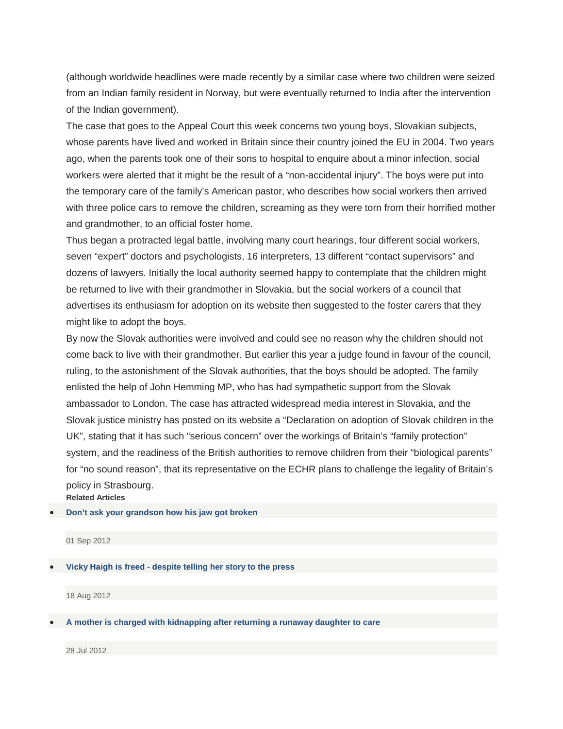(although worldwide headlines were made recently by a similar case where two children were seized from an Indian family resident in Norway, but were eventually returned to India after the intervention of the Indian government).

The case that goes to the Appeal Court this week concerns two young boys, Slovakian subjects, whose parents have lived and worked in Britain since their country joined the EU in 2004. Two years ago, when the parents took one of their sons to hospital to enquire about a minor infection, social workers were alerted that it might be the result of a "non-accidental injury". The boys were put into the temporary care of the family's American pastor, who describes how social workers then arrived with three police cars to remove the children, screaming as they were torn from their horrified mother and grandmother, to an official foster home.

Thus began a protracted legal battle, involving many court hearings, four different social workers, seven "expert" doctors and psychologists, 16 interpreters, 13 different "contact supervisors" and dozens of lawyers. Initially the local authority seemed happy to contemplate that the children might be returned to live with their grandmother in Slovakia, but the social workers of a council that advertises its enthusiasm for adoption on its website then suggested to the foster carers that they might like to adopt the boys.

By now the Slovak authorities were involved and could see no reason why the children should not come back to live with their grandmother. But earlier this year a judge found in favour of the council, ruling, to the astonishment of the Slovak authorities, that the boys should be adopted. The family enlisted the help of John Hemming MP, who has had sympathetic support from the Slovak ambassador to London. The case has attracted widespread media interest in Slovakia, and the Slovak justice ministry has posted on its website a "Declaration on adoption of Slovak children in the UK", stating that it has such "serious concern" over the workings of Britain's "family protection" system, and the readiness of the British authorities to remove children from their "biological parents" for "no sound reason", that its representative on the ECHR plans to challenge the legality of Britain's policy in Strasbourg.

**Related Articles**

- **Don't ask your grandson how his jaw got broken**

  01 Sep 2012

- **Vicky Haigh is freed - despite telling her story to the press**

  18 Aug 2012

- **A mother is charged with kidnapping after returning a runaway daughter to care**

  28 Jul 2012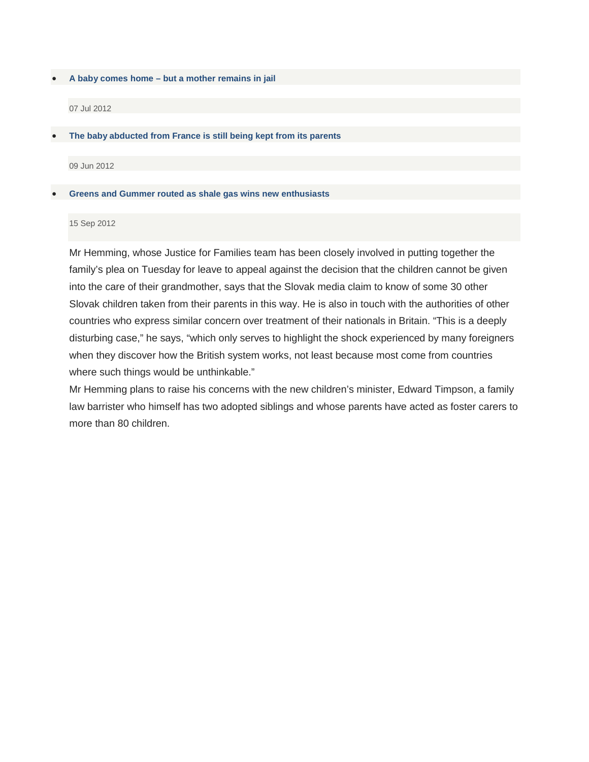- **A baby comes home – but a mother remains in jail**

  07 Jul 2012

- **The baby abducted from France is still being kept from its parents**

  09 Jun 2012

- **Greens and Gummer routed as shale gas wins new enthusiasts**

  15 Sep 2012

Mr Hemming, whose Justice for Families team has been closely involved in putting together the family's plea on Tuesday for leave to appeal against the decision that the children cannot be given into the care of their grandmother, says that the Slovak media claim to know of some 30 other Slovak children taken from their parents in this way. He is also in touch with the authorities of other countries who express similar concern over treatment of their nationals in Britain. "This is a deeply disturbing case," he says, "which only serves to highlight the shock experienced by many foreigners when they discover how the British system works, not least because most come from countries where such things would be unthinkable."

Mr Hemming plans to raise his concerns with the new children's minister, Edward Timpson, a family law barrister who himself has two adopted siblings and whose parents have acted as foster carers to more than 80 children.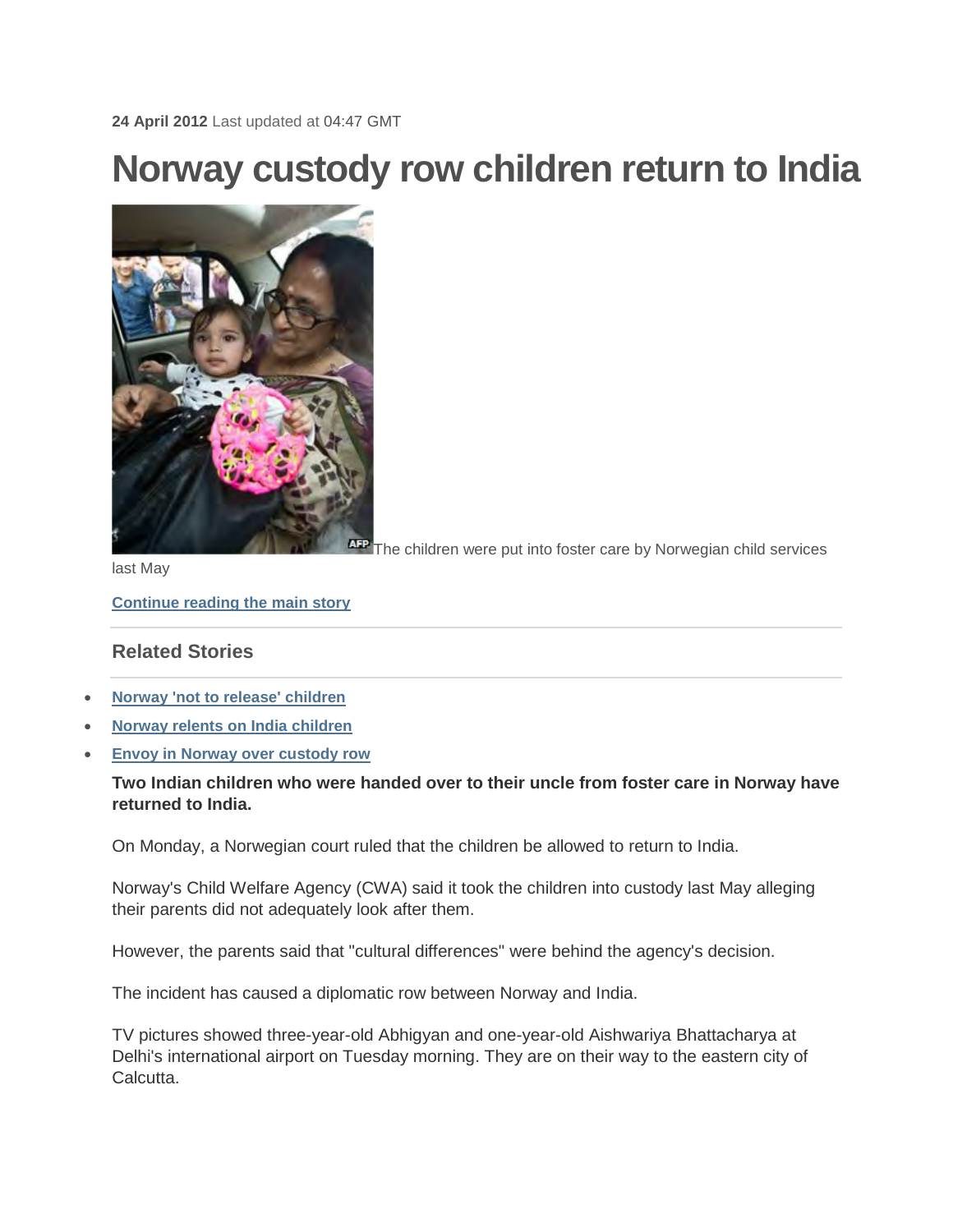**24 April 2012** Last updated at 04:47 GMT

# Norway custody row children return to India

The children were put into foster care by Norwegian child services last May

Continue reading the main story

### Related Stories

- Norway 'not to release' children
- Norway relents on India children
- Envoy in Norway over custody row

**Two Indian children who were handed over to their uncle from foster care in Norway have returned to India.**

On Monday, a Norwegian court ruled that the children be allowed to return to India.

Norway's Child Welfare Agency (CWA) said it took the children into custody last May alleging their parents did not adequately look after them.

However, the parents said that "cultural differences" were behind the agency's decision.

The incident has caused a diplomatic row between Norway and India.

TV pictures showed three-year-old Abhigyan and one-year-old Aishwariya Bhattacharya at Delhi's international airport on Tuesday morning. They are on their way to the eastern city of Calcutta.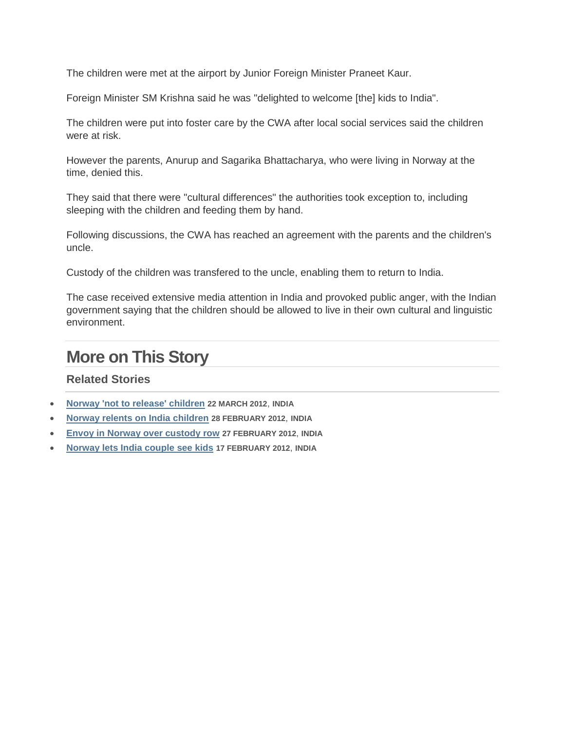The children were met at the airport by Junior Foreign Minister Praneet Kaur.

Foreign Minister SM Krishna said he was "delighted to welcome [the] kids to India".

The children were put into foster care by the CWA after local social services said the children were at risk.

However the parents, Anurup and Sagarika Bhattacharya, who were living in Norway at the time, denied this.

They said that there were "cultural differences" the authorities took exception to, including sleeping with the children and feeding them by hand.

Following discussions, the CWA has reached an agreement with the parents and the children's uncle.

Custody of the children was transfered to the uncle, enabling them to return to India.

The case received extensive media attention in India and provoked public anger, with the Indian government saying that the children should be allowed to live in their own cultural and linguistic environment.

## More on This Story

### Related Stories

- Norway 'not to release' children **22 MARCH 2012**, **INDIA**
- Norway relents on India children **28 FEBRUARY 2012**, **INDIA**
- Envoy in Norway over custody row **27 FEBRUARY 2012**, **INDIA**
- Norway lets India couple see kids **17 FEBRUARY 2012**, **INDIA**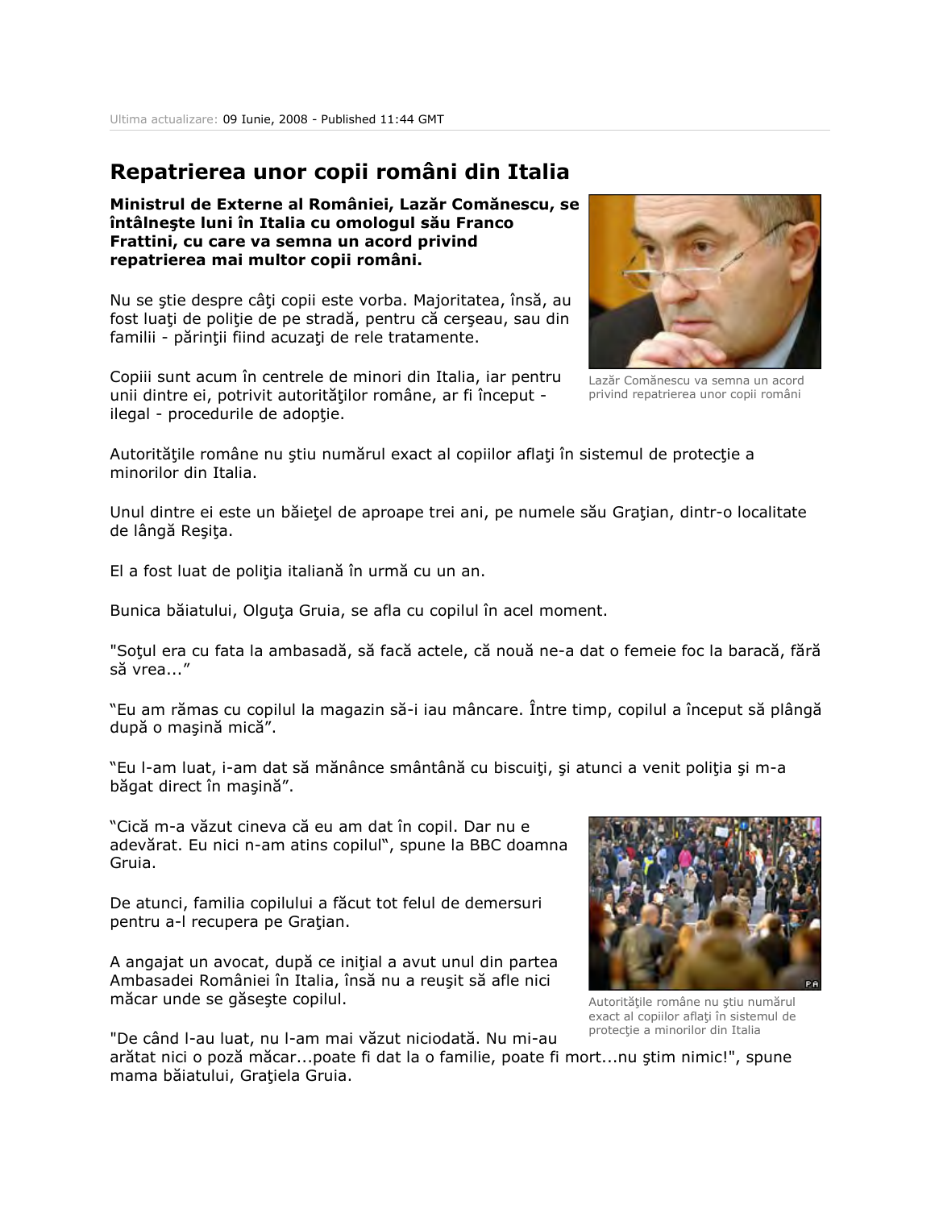Ultima actualizare: 09 Iunie, 2008 - Published 11:44 GMT

# Repatrierea unor copii români din Italia

**Ministrul de Externe al României, Lazăr Comănescu, se întâlneşte luni în Italia cu omologul său Franco Frattini, cu care va semna un acord privind repatrierea mai multor copii români.**

Lazăr Comănescu va semna un acord privind repatrierea unor copii români

Nu se ştie despre câţi copii este vorba. Majoritatea, însă, au fost luaţi de poliţie de pe stradă, pentru că cerşeau, sau din familii - părinţii fiind acuzaţi de rele tratamente.

Copiii sunt acum în centrele de minori din Italia, iar pentru unii dintre ei, potrivit autorităţilor române, ar fi început - ilegal - procedurile de adopţie.

Autorităţile române nu ştiu numărul exact al copiilor aflaţi în sistemul de protecţie a minorilor din Italia.

Unul dintre ei este un băieţel de aproape trei ani, pe numele său Graţian, dintr-o localitate de lângă Reşiţa.

El a fost luat de poliţia italiană în urmă cu un an.

Bunica băiatului, Olguţa Gruia, se afla cu copilul în acel moment.

"Soţul era cu fata la ambasadă, să facă actele, că nouă ne-a dat o femeie foc la baracă, fără să vrea..."

"Eu am rămas cu copilul la magazin să-i iau mâncare. Între timp, copilul a început să plângă după o maşină mică".

"Eu l-am luat, i-am dat să mănânce smântână cu biscuiţi, şi atunci a venit poliţia şi m-a băgat direct în maşină".

"Cică m-a văzut cineva că eu am dat în copil. Dar nu e adevărat. Eu nici n-am atins copilul", spune la BBC doamna Gruia.

De atunci, familia copilului a făcut tot felul de demersuri pentru a-l recupera pe Graţian.

A angajat un avocat, după ce iniţial a avut unul din partea Ambasadei României în Italia, însă nu a reuşit să afle nici măcar unde se găseşte copilul.

Autorităţile române nu ştiu numărul exact al copiilor aflaţi în sistemul de protecţie a minorilor din Italia

"De când l-au luat, nu l-am mai văzut niciodată. Nu mi-au arătat nici o poză măcar...poate fi dat la o familie, poate fi mort...nu ştim nimic!", spune mama băiatului, Graţiela Gruia.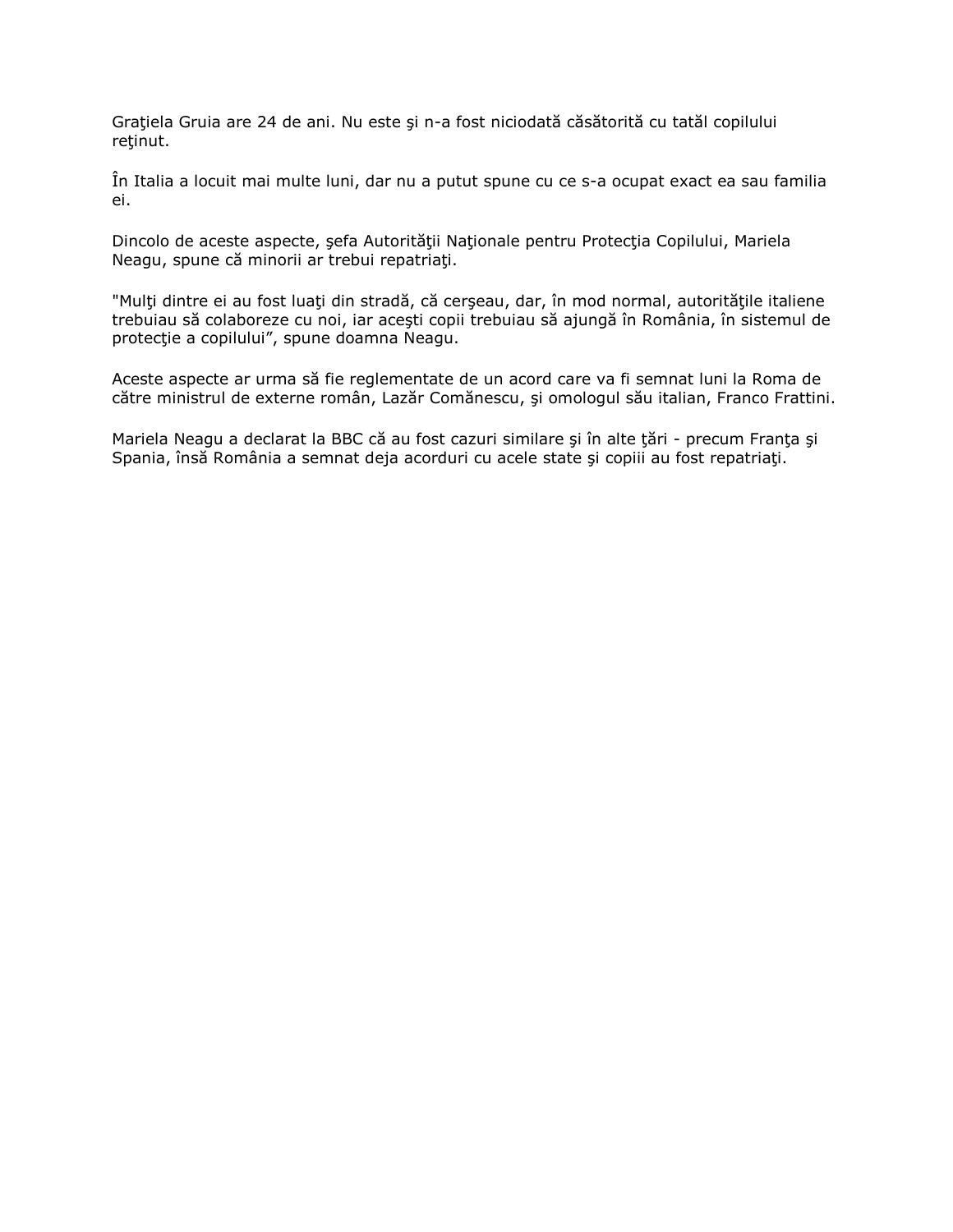Graţiela Gruia are 24 de ani. Nu este şi n-a fost niciodată căsătorită cu tatăl copilului reţinut.

În Italia a locuit mai multe luni, dar nu a putut spune cu ce s-a ocupat exact ea sau familia ei.

Dincolo de aceste aspecte, şefa Autorităţii Naţionale pentru Protecţia Copilului, Mariela Neagu, spune că minorii ar trebui repatriaţi.

"Mulţi dintre ei au fost luaţi din stradă, că cerşeau, dar, în mod normal, autorităţile italiene trebuiau să colaboreze cu noi, iar aceşti copii trebuiau să ajungă în România, în sistemul de protecţie a copilului", spune doamna Neagu.

Aceste aspecte ar urma să fie reglementate de un acord care va fi semnat luni la Roma de către ministrul de externe român, Lazăr Comănescu, şi omologul său italian, Franco Frattini.

Mariela Neagu a declarat la BBC că au fost cazuri similare şi în alte ţări - precum Franţa şi Spania, însă România a semnat deja acorduri cu acele state şi copiii au fost repatriaţi.